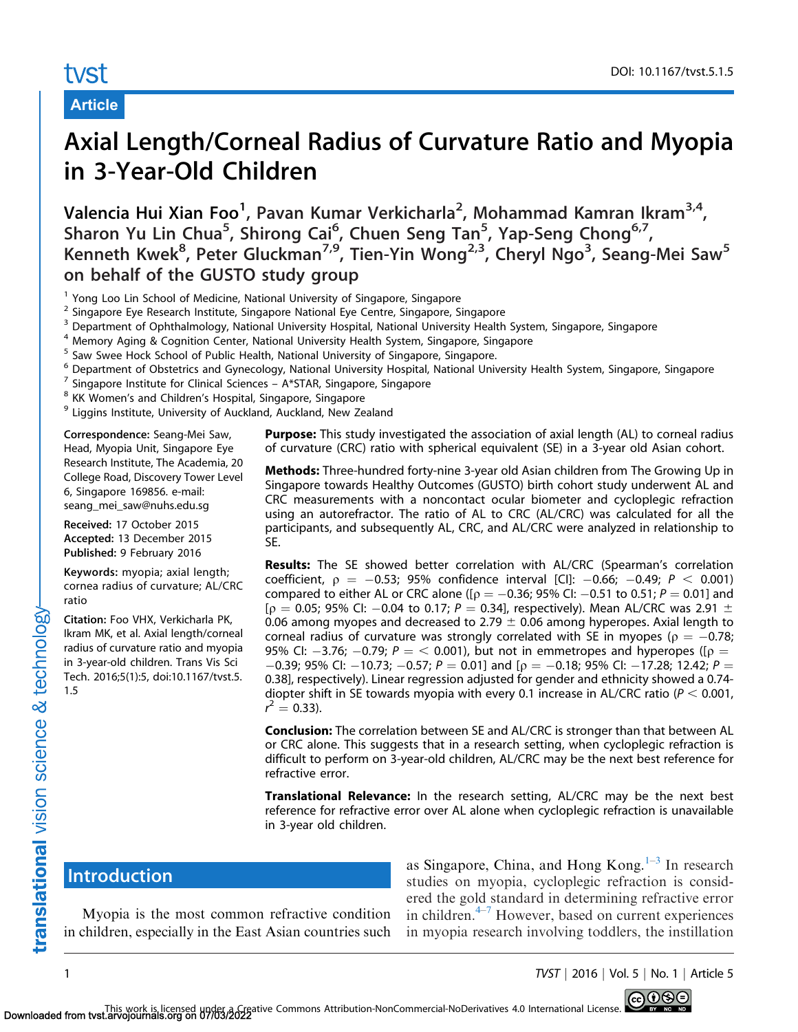Article

# Axial Length/Corneal Radius of Curvature Ratio and Myopia in 3-Year-Old Children

**Valencia Hui Xian Foo[1], Pavan Kumar Verkicharla[2], Mohammad Kamran Ikram[3,4], Sharon Yu Lin Chua[5], Shirong Cai[6], Chuen Seng Tan[5], Yap-Seng Chong[6,7], Kenneth Kwek[8], Peter Gluckman[7,9], Tien-Yin Wong[2,3], Cheryl Ngo[3], Seang-Mei Saw[5] on behalf of the GUSTO study group**

[1] Yong Loo Lin School of Medicine, National University of Singapore, Singapore
[2] Singapore Eye Research Institute, Singapore National Eye Centre, Singapore, Singapore
[3] Department of Ophthalmology, National University Hospital, National University Health System, Singapore, Singapore
[4] Memory Aging & Cognition Center, National University Health System, Singapore, Singapore
[5] Saw Swee Hock School of Public Health, National University of Singapore, Singapore.
[6] Department of Obstetrics and Gynecology, National University Hospital, National University Health System, Singapore, Singapore
[7] Singapore Institute for Clinical Sciences – A*STAR, Singapore, Singapore
[8] KK Women's and Children's Hospital, Singapore, Singapore
[9] Liggins Institute, University of Auckland, Auckland, New Zealand

**Correspondence:** Seang-Mei Saw, Head, Myopia Unit, Singapore Eye Research Institute, The Academia, 20 College Road, Discovery Tower Level 6, Singapore 169856. e-mail: seang_mei_saw@nuhs.edu.sg

**Received:** 17 October 2015
**Accepted:** 13 December 2015
**Published:** 9 February 2016

**Keywords:** myopia; axial length; cornea radius of curvature; AL/CRC ratio

**Citation:** Foo VHX, Verkicharla PK, Ikram MK, et al. Axial length/corneal radius of curvature ratio and myopia in 3-year-old children. Trans Vis Sci Tech. 2016;5(1):5, doi:10.1167/tvst.5.1.5

**Purpose:** This study investigated the association of axial length (AL) to corneal radius of curvature (CRC) ratio with spherical equivalent (SE) in a 3-year old Asian cohort.

**Methods:** Three-hundred forty-nine 3-year old Asian children from The Growing Up in Singapore towards Healthy Outcomes (GUSTO) birth cohort study underwent AL and CRC measurements with a noncontact ocular biometer and cycloplegic refraction using an autorefractor. The ratio of AL to CRC (AL/CRC) was calculated for all the participants, and subsequently AL, CRC, and AL/CRC were analyzed in relationship to SE.

**Results:** The SE showed better correlation with AL/CRC (Spearman's correlation coefficient, $\rho = -0.53$; 95% confidence interval [CI]: $-0.66$; $-0.49$; $P < 0.001$) compared to either AL or CRC alone ([$\rho = -0.36$; 95% CI: $-0.51$ to 0.51; $P = 0.01$] and [$\rho = 0.05$; 95% CI: $-0.04$ to 0.17; $P = 0.34$], respectively). Mean AL/CRC was 2.91 $\pm$ 0.06 among myopes and decreased to 2.79 $\pm$ 0.06 among hyperopes. Axial length to corneal radius of curvature was strongly correlated with SE in myopes ($\rho = -0.78$; 95% CI: $-3.76$; $-0.79$; $P = < 0.001$), but not in emmetropes and hyperopes ([$\rho = -0.39$; 95% CI: $-10.73$; $-0.57$; $P = 0.01$] and [$\rho = -0.18$; 95% CI: $-17.28$; 12.42; $P = 0.38$], respectively). Linear regression adjusted for gender and ethnicity showed a 0.74-diopter shift in SE towards myopia with every 0.1 increase in AL/CRC ratio ($P < 0.001$, $r^2 = 0.33$).

**Conclusion:** The correlation between SE and AL/CRC is stronger than that between AL or CRC alone. This suggests that in a research setting, when cycloplegic refraction is difficult to perform on 3-year-old children, AL/CRC may be the next best reference for refractive error.

**Translational Relevance:** In the research setting, AL/CRC may be the next best reference for refractive error over AL alone when cycloplegic refraction is unavailable in 3-year old children.

## Introduction

Myopia is the most common refractive condition in children, especially in the East Asian countries such as Singapore, China, and Hong Kong.[1–3] In research studies on myopia, cycloplegic refraction is considered the gold standard in determining refractive error in children.[4–7] However, based on current experiences in myopia research involving toddlers, the instillation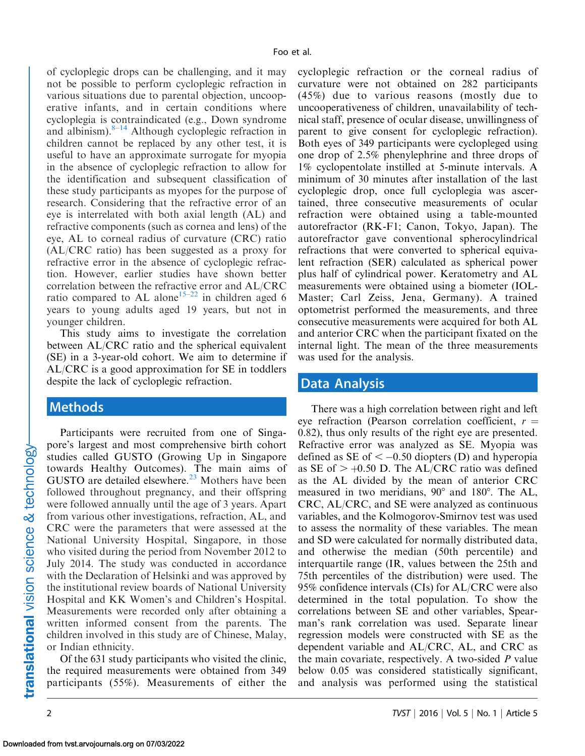of cycloplegic drops can be challenging, and it may not be possible to perform cycloplegic refraction in various situations due to parental objection, uncooperative infants, and in certain conditions where cycloplegia is contraindicated (e.g., Down syndrome and albinism).[8–14] Although cycloplegic refraction in children cannot be replaced by any other test, it is useful to have an approximate surrogate for myopia in the absence of cycloplegic refraction to allow for the identification and subsequent classification of these study participants as myopes for the purpose of research. Considering that the refractive error of an eye is interrelated with both axial length (AL) and refractive components (such as cornea and lens) of the eye, AL to corneal radius of curvature (CRC) ratio (AL/CRC ratio) has been suggested as a proxy for refractive error in the absence of cycloplegic refraction. However, earlier studies have shown better correlation between the refractive error and AL/CRC ratio compared to AL alone[15–22] in children aged 6 years to young adults aged 19 years, but not in younger children.

This study aims to investigate the correlation between AL/CRC ratio and the spherical equivalent (SE) in a 3-year-old cohort. We aim to determine if AL/CRC is a good approximation for SE in toddlers despite the lack of cycloplegic refraction.

## Methods

Participants were recruited from one of Singapore's largest and most comprehensive birth cohort studies called GUSTO (Growing Up in Singapore towards Healthy Outcomes). The main aims of GUSTO are detailed elsewhere.[23] Mothers have been followed throughout pregnancy, and their offspring were followed annually until the age of 3 years. Apart from various other investigations, refraction, AL, and CRC were the parameters that were assessed at the National University Hospital, Singapore, in those who visited during the period from November 2012 to July 2014. The study was conducted in accordance with the Declaration of Helsinki and was approved by the institutional review boards of National University Hospital and KK Women's and Children's Hospital. Measurements were recorded only after obtaining a written informed consent from the parents. The children involved in this study are of Chinese, Malay, or Indian ethnicity.

Of the 631 study participants who visited the clinic, the required measurements were obtained from 349 participants (55%). Measurements of either the cycloplegic refraction or the corneal radius of curvature were not obtained on 282 participants (45%) due to various reasons (mostly due to uncooperativeness of children, unavailability of technical staff, presence of ocular disease, unwillingness of parent to give consent for cycloplegic refraction). Both eyes of 349 participants were cyclopleged using one drop of 2.5% phenylephrine and three drops of 1% cyclopentolate instilled at 5-minute intervals. A minimum of 30 minutes after installation of the last cycloplegic drop, once full cycloplegia was ascertained, three consecutive measurements of ocular refraction were obtained using a table-mounted autorefractor (RK-F1; Canon, Tokyo, Japan). The autorefractor gave conventional spherocylindrical refractions that were converted to spherical equivalent refraction (SER) calculated as spherical power plus half of cylindrical power. Keratometry and AL measurements were obtained using a biometer (IOL-Master; Carl Zeiss, Jena, Germany). A trained optometrist performed the measurements, and three consecutive measurements were acquired for both AL and anterior CRC when the participant fixated on the internal light. The mean of the three measurements was used for the analysis.

## Data Analysis

There was a high correlation between right and left eye refraction (Pearson correlation coefficient, $r = 0.82$), thus only results of the right eye are presented. Refractive error was analyzed as SE. Myopia was defined as SE of $< -0.50$ diopters (D) and hyperopia as SE of $> +0.50$ D. The AL/CRC ratio was defined as the AL divided by the mean of anterior CRC measured in two meridians, 90° and 180°. The AL, CRC, AL/CRC, and SE were analyzed as continuous variables, and the Kolmogorov-Smirnov test was used to assess the normality of these variables. The mean and SD were calculated for normally distributed data, and otherwise the median (50th percentile) and interquartile range (IR, values between the 25th and 75th percentiles of the distribution) were used. The 95% confidence intervals (CIs) for AL/CRC were also determined in the total population. To show the correlations between SE and other variables, Spearman's rank correlation was used. Separate linear regression models were constructed with SE as the dependent variable and AL/CRC, AL, and CRC as the main covariate, respectively. A two-sided $P$ value below 0.05 was considered statistically significant, and analysis was performed using the statistical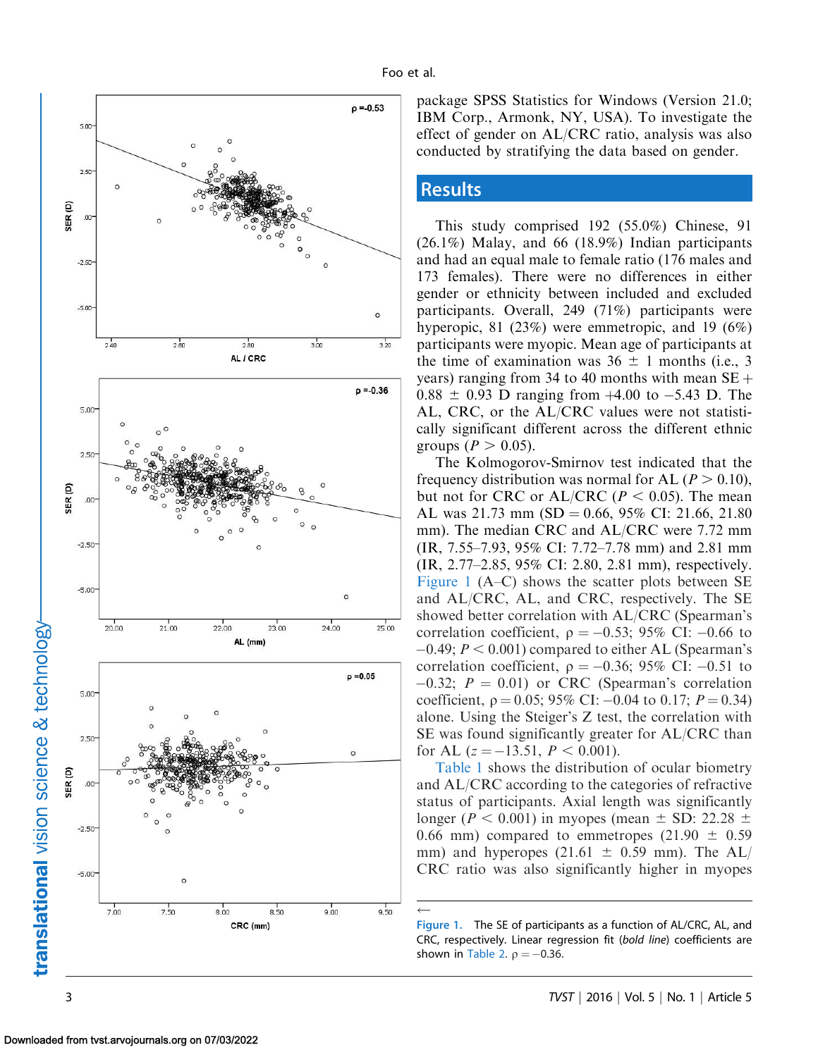package SPSS Statistics for Windows (Version 21.0; IBM Corp., Armonk, NY, USA). To investigate the effect of gender on AL/CRC ratio, analysis was also conducted by stratifying the data based on gender.

## Results

This study comprised 192 (55.0%) Chinese, 91 (26.1%) Malay, and 66 (18.9%) Indian participants and had an equal male to female ratio (176 males and 173 females). There were no differences in either gender or ethnicity between included and excluded participants. Overall, 249 (71%) participants were hyperopic, 81 (23%) were emmetropic, and 19 (6%) participants were myopic. Mean age of participants at the time of examination was 36 ± 1 months (i.e., 3 years) ranging from 34 to 40 months with mean SE + 0.88 ± 0.93 D ranging from +4.00 to −5.43 D. The AL, CRC, or the AL/CRC values were not statistically significant different across the different ethnic groups ($P > 0.05$).

The Kolmogorov-Smirnov test indicated that the frequency distribution was normal for AL ($P > 0.10$), but not for CRC or AL/CRC ($P < 0.05$). The mean AL was 21.73 mm (SD = 0.66, 95% CI: 21.66, 21.80 mm). The median CRC and AL/CRC were 7.72 mm (IR, 7.55–7.93, 95% CI: 7.72–7.78 mm) and 2.81 mm (IR, 2.77–2.85, 95% CI: 2.80, 2.81 mm), respectively. Figure 1 (A–C) shows the scatter plots between SE and AL/CRC, AL, and CRC, respectively. The SE showed better correlation with AL/CRC (Spearman's correlation coefficient, $\rho = -0.53$; 95% CI: −0.66 to −0.49; $P < 0.001$) compared to either AL (Spearman's correlation coefficient, $\rho = -0.36$; 95% CI: −0.51 to −0.32; $P = 0.01$) or CRC (Spearman's correlation coefficient, $\rho = 0.05$; 95% CI: −0.04 to 0.17; $P = 0.34$) alone. Using the Steiger's Z test, the correlation with SE was found significantly greater for AL/CRC than for AL ($z = -13.51$, $P < 0.001$).

Table 1 shows the distribution of ocular biometry and AL/CRC according to the categories of refractive status of participants. Axial length was significantly longer ($P < 0.001$) in myopes (mean ± SD: 22.28 ± 0.66 mm) compared to emmetropes (21.90 ± 0.59 mm) and hyperopes (21.61 ± 0.59 mm). The AL/CRC ratio was also significantly higher in myopes

←

**Figure 1.** The SE of participants as a function of AL/CRC, AL, and CRC, respectively. Linear regression fit (*bold line*) coefficients are shown in Table 2. $\rho = -0.36$.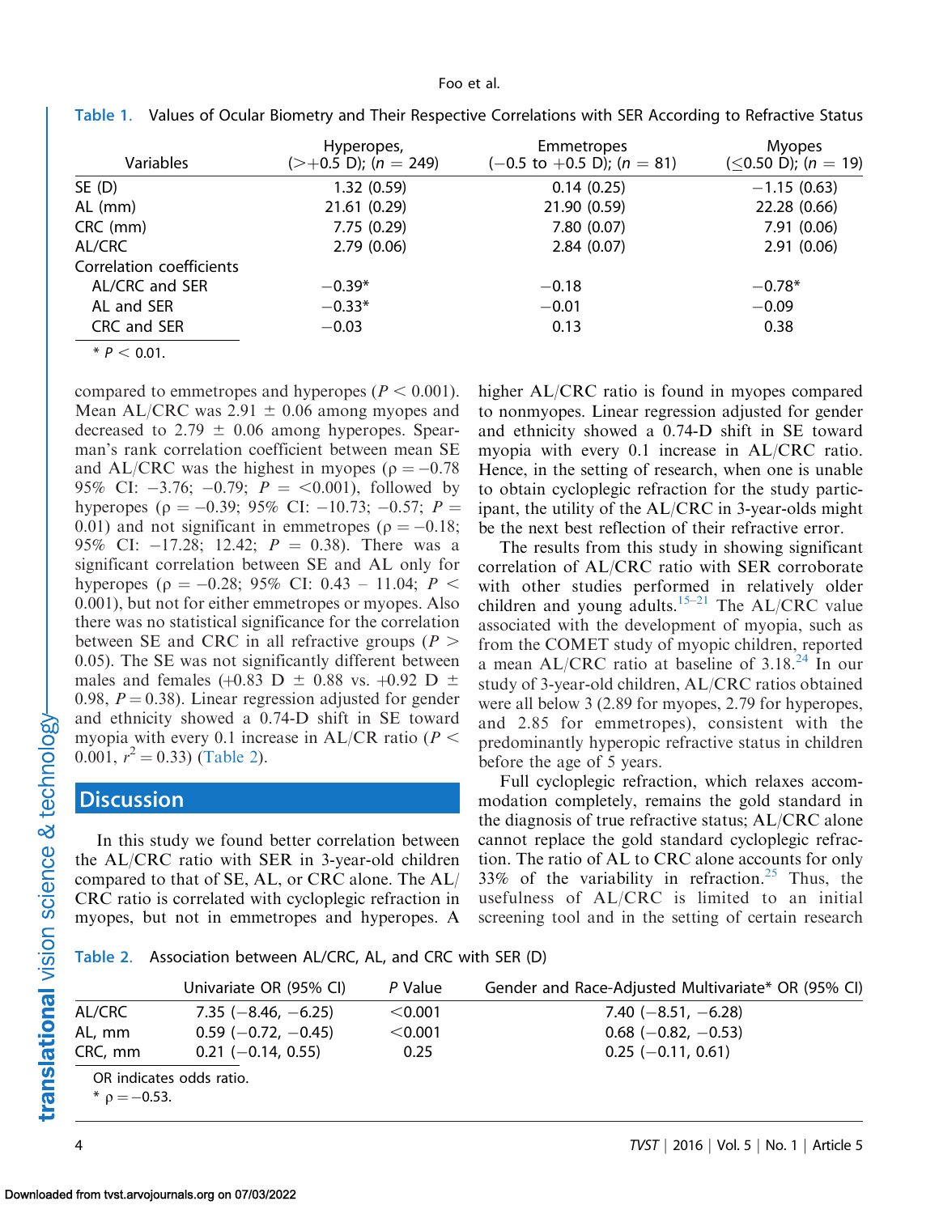Table 1. Values of Ocular Biometry and Their Respective Correlations with SER According to Refractive Status

| Variables | Hyperopes, (>+0.5 D); ($n$ = 249) | Emmetropes (−0.5 to +0.5 D); ($n$ = 81) | Myopes (≤0.50 D); ($n$ = 19) |
|---|---|---|---|
| SE (D) | 1.32 (0.59) | 0.14 (0.25) | −1.15 (0.63) |
| AL (mm) | 21.61 (0.29) | 21.90 (0.59) | 22.28 (0.66) |
| CRC (mm) | 7.75 (0.29) | 7.80 (0.07) | 7.91 (0.06) |
| AL/CRC | 2.79 (0.06) | 2.84 (0.07) | 2.91 (0.06) |
| Correlation coefficients | | | |
| AL/CRC and SER | −0.39* | −0.18 | −0.78* |
| AL and SER | −0.33* | −0.01 | −0.09 |
| CRC and SER | −0.03 | 0.13 | 0.38 |

* $P < 0.01$.

compared to emmetropes and hyperopes ($P < 0.001$). Mean AL/CRC was 2.91 ± 0.06 among myopes and decreased to 2.79 ± 0.06 among hyperopes. Spearman's rank correlation coefficient between mean SE and AL/CRC was the highest in myopes ($\rho = -0.78$ 95% CI: −3.76; −0.79; $P$ = <0.001), followed by hyperopes ($\rho = -0.39$; 95% CI: −10.73; −0.57; $P$ = 0.01) and not significant in emmetropes ($\rho = -0.18$; 95% CI: −17.28; 12.42; $P$ = 0.38). There was a significant correlation between SE and AL only for hyperopes ($\rho = -0.28$; 95% CI: 0.43 – 11.04; $P <$ 0.001), but not for either emmetropes or myopes. Also there was no statistical significance for the correlation between SE and CRC in all refractive groups ($P >$ 0.05). The SE was not significantly different between males and females (+0.83 D ± 0.88 vs. +0.92 D ± 0.98, $P = 0.38$). Linear regression adjusted for gender and ethnicity showed a 0.74-D shift in SE toward myopia with every 0.1 increase in AL/CR ratio ($P <$ 0.001, $r^2 = 0.33$) (Table 2).

## Discussion

In this study we found better correlation between the AL/CRC ratio with SER in 3-year-old children compared to that of SE, AL, or CRC alone. The AL/CRC ratio is correlated with cycloplegic refraction in myopes, but not in emmetropes and hyperopes. A higher AL/CRC ratio is found in myopes compared to nonmyopes. Linear regression adjusted for gender and ethnicity showed a 0.74-D shift in SE toward myopia with every 0.1 increase in AL/CRC ratio. Hence, in the setting of research, when one is unable to obtain cycloplegic refraction for the study participant, the utility of the AL/CRC in 3-year-olds might be the next best reflection of their refractive error.

The results from this study in showing significant correlation of AL/CRC ratio with SER corroborate with other studies performed in relatively older children and young adults.[15–21] The AL/CRC value associated with the development of myopia, such as from the COMET study of myopic children, reported a mean AL/CRC ratio at baseline of 3.18.[24] In our study of 3-year-old children, AL/CRC ratios obtained were all below 3 (2.89 for myopes, 2.79 for hyperopes, and 2.85 for emmetropes), consistent with the predominantly hyperopic refractive status in children before the age of 5 years.

Full cycloplegic refraction, which relaxes accommodation completely, remains the gold standard in the diagnosis of true refractive status; AL/CRC alone cannot replace the gold standard cycloplegic refraction. The ratio of AL to CRC alone accounts for only 33% of the variability in refraction.[25] Thus, the usefulness of AL/CRC is limited to an initial screening tool and in the setting of certain research

Table 2. Association between AL/CRC, AL, and CRC with SER (D)

| | Univariate OR (95% CI) | $P$ Value | Gender and Race-Adjusted Multivariate* OR (95% CI) |
|---|---|---|---|
| AL/CRC | 7.35 (−8.46, −6.25) | <0.001 | 7.40 (−8.51, −6.28) |
| AL, mm | 0.59 (−0.72, −0.45) | <0.001 | 0.68 (−0.82, −0.53) |
| CRC, mm | 0.21 (−0.14, 0.55) | 0.25 | 0.25 (−0.11, 0.61) |

OR indicates odds ratio.
* $\rho = -0.53$.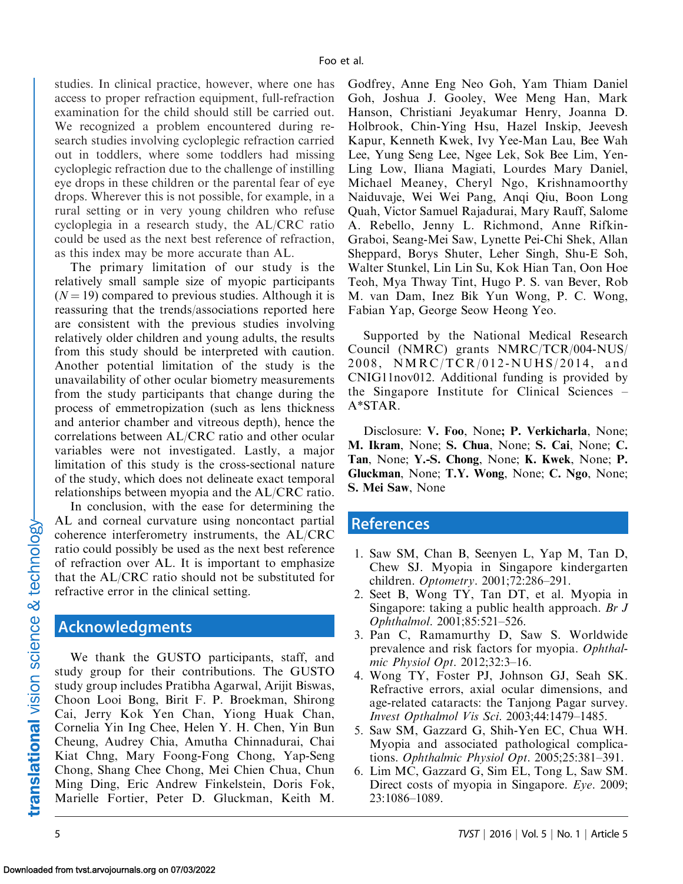studies. In clinical practice, however, where one has access to proper refraction equipment, full-refraction examination for the child should still be carried out. We recognized a problem encountered during research studies involving cycloplegic refraction carried out in toddlers, where some toddlers had missing cycloplegic refraction due to the challenge of instilling eye drops in these children or the parental fear of eye drops. Wherever this is not possible, for example, in a rural setting or in very young children who refuse cycloplegia in a research study, the AL/CRC ratio could be used as the next best reference of refraction, as this index may be more accurate than AL.

The primary limitation of our study is the relatively small sample size of myopic participants ($N = 19$) compared to previous studies. Although it is reassuring that the trends/associations reported here are consistent with the previous studies involving relatively older children and young adults, the results from this study should be interpreted with caution. Another potential limitation of the study is the unavailability of other ocular biometry measurements from the study participants that change during the process of emmetropization (such as lens thickness and anterior chamber and vitreous depth), hence the correlations between AL/CRC ratio and other ocular variables were not investigated. Lastly, a major limitation of this study is the cross-sectional nature of the study, which does not delineate exact temporal relationships between myopia and the AL/CRC ratio.

In conclusion, with the ease for determining the AL and corneal curvature using noncontact partial coherence interferometry instruments, the AL/CRC ratio could possibly be used as the next best reference of refraction over AL. It is important to emphasize that the AL/CRC ratio should not be substituted for refractive error in the clinical setting.

## Acknowledgments

We thank the GUSTO participants, staff, and study group for their contributions. The GUSTO study group includes Pratibha Agarwal, Arijit Biswas, Choon Looi Bong, Birit F. P. Broekman, Shirong Cai, Jerry Kok Yen Chan, Yiong Huak Chan, Cornelia Yin Ing Chee, Helen Y. H. Chen, Yin Bun Cheung, Audrey Chia, Amutha Chinnadurai, Chai Kiat Chng, Mary Foong-Fong Chong, Yap-Seng Chong, Shang Chee Chong, Mei Chien Chua, Chun Ming Ding, Eric Andrew Finkelstein, Doris Fok, Marielle Fortier, Peter D. Gluckman, Keith M. Godfrey, Anne Eng Neo Goh, Yam Thiam Daniel Goh, Joshua J. Gooley, Wee Meng Han, Mark Hanson, Christiani Jeyakumar Henry, Joanna D. Holbrook, Chin-Ying Hsu, Hazel Inskip, Jeevesh Kapur, Kenneth Kwek, Ivy Yee-Man Lau, Bee Wah Lee, Yung Seng Lee, Ngee Lek, Sok Bee Lim, Yen-Ling Low, Iliana Magiati, Lourdes Mary Daniel, Michael Meaney, Cheryl Ngo, Krishnamoorthy Naiduvaje, Wei Wei Pang, Anqi Qiu, Boon Long Quah, Victor Samuel Rajadurai, Mary Rauff, Salome A. Rebello, Jenny L. Richmond, Anne Rifkin-Graboi, Seang-Mei Saw, Lynette Pei-Chi Shek, Allan Sheppard, Borys Shuter, Leher Singh, Shu-E Soh, Walter Stunkel, Lin Lin Su, Kok Hian Tan, Oon Hoe Teoh, Mya Thway Tint, Hugo P. S. van Bever, Rob M. van Dam, Inez Bik Yun Wong, P. C. Wong, Fabian Yap, George Seow Heong Yeo.

Supported by the National Medical Research Council (NMRC) grants NMRC/TCR/004-NUS/2008, NMRC/TCR/012-NUHS/2014, and CNIG11nov012. Additional funding is provided by the Singapore Institute for Clinical Sciences – A*STAR.

Disclosure: **V. Foo**, None; **P. Verkicharla**, None; **M. Ikram**, None; **S. Chua**, None; **S. Cai**, None; **C. Tan**, None; **Y.-S. Chong**, None; **K. Kwek**, None; **P. Gluckman**, None; **T.Y. Wong**, None; **C. Ngo**, None; **S. Mei Saw**, None

## References

1. Saw SM, Chan B, Seenyen L, Yap M, Tan D, Chew SJ. Myopia in Singapore kindergarten children. *Optometry*. 2001;72:286–291.
2. Seet B, Wong TY, Tan DT, et al. Myopia in Singapore: taking a public health approach. *Br J Ophthalmol*. 2001;85:521–526.
3. Pan C, Ramamurthy D, Saw S. Worldwide prevalence and risk factors for myopia. *Ophthalmic Physiol Opt*. 2012;32:3–16.
4. Wong TY, Foster PJ, Johnson GJ, Seah SK. Refractive errors, axial ocular dimensions, and age-related cataracts: the Tanjong Pagar survey. *Invest Opthalmol Vis Sci*. 2003;44:1479–1485.
5. Saw SM, Gazzard G, Shih-Yen EC, Chua WH. Myopia and associated pathological complications. *Ophthalmic Physiol Opt*. 2005;25:381–391.
6. Lim MC, Gazzard G, Sim EL, Tong L, Saw SM. Direct costs of myopia in Singapore. *Eye*. 2009;23:1086–1089.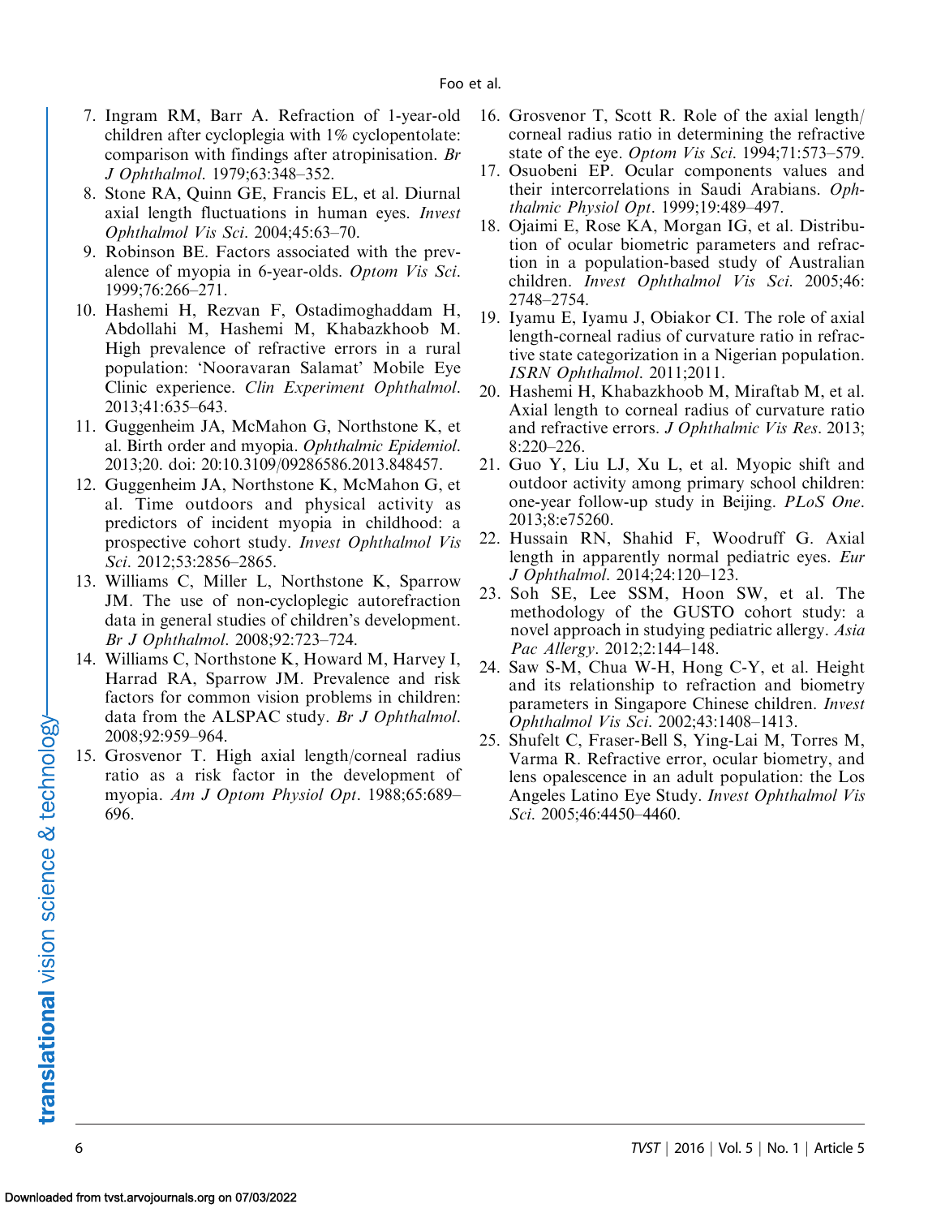7. Ingram RM, Barr A. Refraction of 1-year-old children after cycloplegia with 1% cyclopentolate: comparison with findings after atropinisation. *Br J Ophthalmol*. 1979;63:348–352.
8. Stone RA, Quinn GE, Francis EL, et al. Diurnal axial length fluctuations in human eyes. *Invest Ophthalmol Vis Sci*. 2004;45:63–70.
9. Robinson BE. Factors associated with the prevalence of myopia in 6-year-olds. *Optom Vis Sci*. 1999;76:266–271.
10. Hashemi H, Rezvan F, Ostadimoghaddam H, Abdollahi M, Hashemi M, Khabazkhoob M. High prevalence of refractive errors in a rural population: 'Nooravaran Salamat' Mobile Eye Clinic experience. *Clin Experiment Ophthalmol*. 2013;41:635–643.
11. Guggenheim JA, McMahon G, Northstone K, et al. Birth order and myopia. *Ophthalmic Epidemiol*. 2013;20. doi: 20:10.3109/09286586.2013.848457.
12. Guggenheim JA, Northstone K, McMahon G, et al. Time outdoors and physical activity as predictors of incident myopia in childhood: a prospective cohort study. *Invest Ophthalmol Vis Sci*. 2012;53:2856–2865.
13. Williams C, Miller L, Northstone K, Sparrow JM. The use of non-cycloplegic autorefraction data in general studies of children's development. *Br J Ophthalmol*. 2008;92:723–724.
14. Williams C, Northstone K, Howard M, Harvey I, Harrad RA, Sparrow JM. Prevalence and risk factors for common vision problems in children: data from the ALSPAC study. *Br J Ophthalmol*. 2008;92:959–964.
15. Grosvenor T. High axial length/corneal radius ratio as a risk factor in the development of myopia. *Am J Optom Physiol Opt*. 1988;65:689–696.
16. Grosvenor T, Scott R. Role of the axial length/corneal radius ratio in determining the refractive state of the eye. *Optom Vis Sci*. 1994;71:573–579.
17. Osuobeni EP. Ocular components values and their intercorrelations in Saudi Arabians. *Ophthalmic Physiol Opt*. 1999;19:489–497.
18. Ojaimi E, Rose KA, Morgan IG, et al. Distribution of ocular biometric parameters and refraction in a population-based study of Australian children. *Invest Ophthalmol Vis Sci*. 2005;46:2748–2754.
19. Iyamu E, Iyamu J, Obiakor CI. The role of axial length-corneal radius of curvature ratio in refractive state categorization in a Nigerian population. *ISRN Ophthalmol*. 2011;2011.
20. Hashemi H, Khabazkhoob M, Miraftab M, et al. Axial length to corneal radius of curvature ratio and refractive errors. *J Ophthalmic Vis Res*. 2013;8:220–226.
21. Guo Y, Liu LJ, Xu L, et al. Myopic shift and outdoor activity among primary school children: one-year follow-up study in Beijing. *PLoS One*. 2013;8:e75260.
22. Hussain RN, Shahid F, Woodruff G. Axial length in apparently normal pediatric eyes. *Eur J Ophthalmol*. 2014;24:120–123.
23. Soh SE, Lee SSM, Hoon SW, et al. The methodology of the GUSTO cohort study: a novel approach in studying pediatric allergy. *Asia Pac Allergy*. 2012;2:144–148.
24. Saw S-M, Chua W-H, Hong C-Y, et al. Height and its relationship to refraction and biometry parameters in Singapore Chinese children. *Invest Ophthalmol Vis Sci*. 2002;43:1408–1413.
25. Shufelt C, Fraser-Bell S, Ying-Lai M, Torres M, Varma R. Refractive error, ocular biometry, and lens opalescence in an adult population: the Los Angeles Latino Eye Study. *Invest Ophthalmol Vis Sci*. 2005;46:4450–4460.